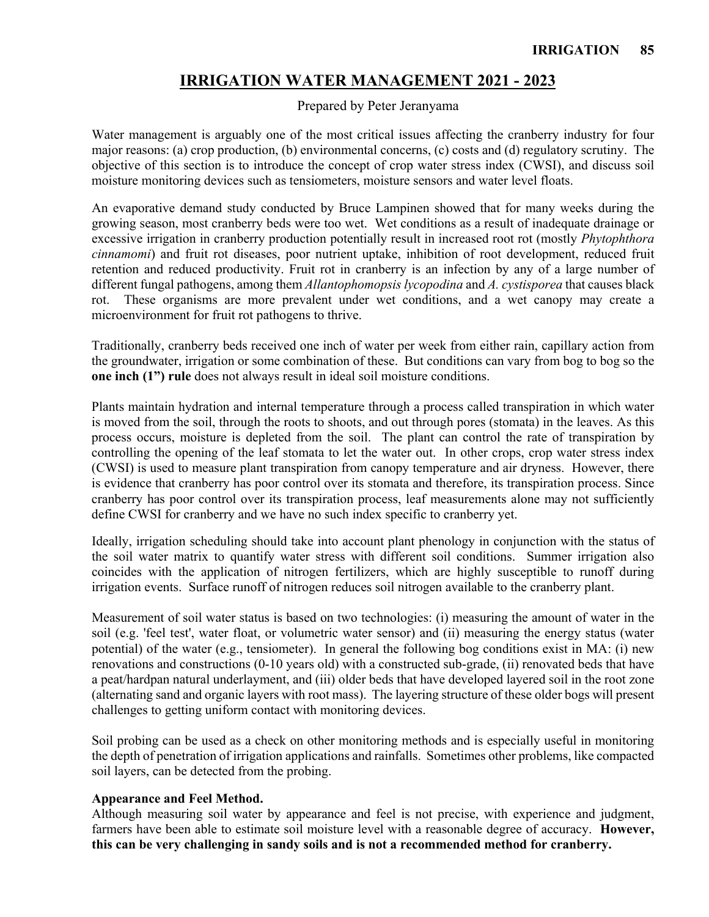# IRRIGATION WATER MANAGEMENT 2021 - 2023

Prepared by Peter Jeranyama

Water management is arguably one of the most critical issues affecting the cranberry industry for four major reasons: (a) crop production, (b) environmental concerns, (c) costs and (d) regulatory scrutiny. The objective of this section is to introduce the concept of crop water stress index (CWSI), and discuss soil moisture monitoring devices such as tensiometers, moisture sensors and water level floats.

An evaporative demand study conducted by Bruce Lampinen showed that for many weeks during the growing season, most cranberry beds were too wet. Wet conditions as a result of inadequate drainage or excessive irrigation in cranberry production potentially result in increased root rot (mostly *Phytophthora cinnamomi*) and fruit rot diseases, poor nutrient uptake, inhibition of root development, reduced fruit retention and reduced productivity. Fruit rot in cranberry is an infection by any of a large number of different fungal pathogens, among them *Allantophomopsis lycopodina* and *A. cystisporea* that causes black rot. These organisms are more prevalent under wet conditions, and a wet canopy may create a microenvironment for fruit rot pathogens to thrive.

Traditionally, cranberry beds received one inch of water per week from either rain, capillary action from the groundwater, irrigation or some combination of these. But conditions can vary from bog to bog so the **one inch (1") rule** does not always result in ideal soil moisture conditions.

Plants maintain hydration and internal temperature through a process called transpiration in which water is moved from the soil, through the roots to shoots, and out through pores (stomata) in the leaves. As this process occurs, moisture is depleted from the soil. The plant can control the rate of transpiration by controlling the opening of the leaf stomata to let the water out. In other crops, crop water stress index (CWSI) is used to measure plant transpiration from canopy temperature and air dryness. However, there is evidence that cranberry has poor control over its stomata and therefore, its transpiration process. Since cranberry has poor control over its transpiration process, leaf measurements alone may not sufficiently define CWSI for cranberry and we have no such index specific to cranberry yet.

Ideally, irrigation scheduling should take into account plant phenology in conjunction with the status of the soil water matrix to quantify water stress with different soil conditions. Summer irrigation also coincides with the application of nitrogen fertilizers, which are highly susceptible to runoff during irrigation events. Surface runoff of nitrogen reduces soil nitrogen available to the cranberry plant.

Measurement of soil water status is based on two technologies: (i) measuring the amount of water in the soil (e.g. 'feel test', water float, or volumetric water sensor) and (ii) measuring the energy status (water potential) of the water (e.g., tensiometer). In general the following bog conditions exist in MA: (i) new renovations and constructions (0-10 years old) with a constructed sub-grade, (ii) renovated beds that have a peat/hardpan natural underlayment, and (iii) older beds that have developed layered soil in the root zone (alternating sand and organic layers with root mass). The layering structure of these older bogs will present challenges to getting uniform contact with monitoring devices.

Soil probing can be used as a check on other monitoring methods and is especially useful in monitoring the depth of penetration of irrigation applications and rainfalls. Sometimes other problems, like compacted soil layers, can be detected from the probing.

**Appearance and Feel Method.**

Although measuring soil water by appearance and feel is not precise, with experience and judgment, farmers have been able to estimate soil moisture level with a reasonable degree of accuracy. **However, this can be very challenging in sandy soils and is not a recommended method for cranberry.**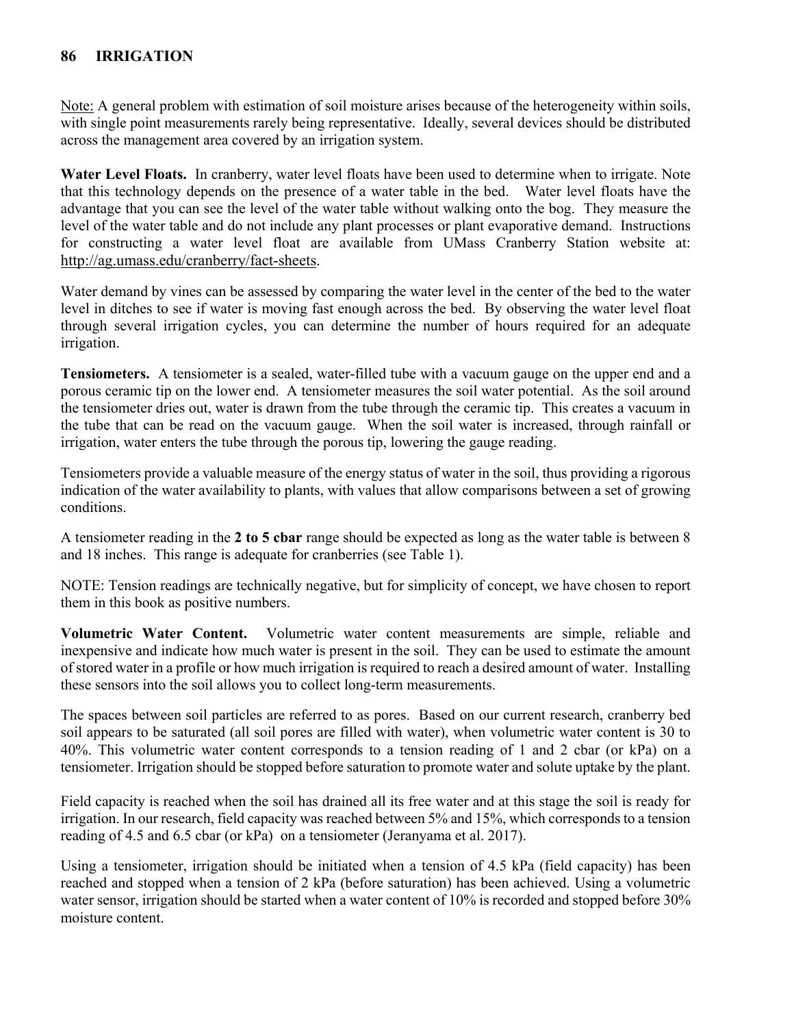Note: A general problem with estimation of soil moisture arises because of the heterogeneity within soils, with single point measurements rarely being representative. Ideally, several devices should be distributed across the management area covered by an irrigation system.

**Water Level Floats.** In cranberry, water level floats have been used to determine when to irrigate. Note that this technology depends on the presence of a water table in the bed. Water level floats have the advantage that you can see the level of the water table without walking onto the bog. They measure the level of the water table and do not include any plant processes or plant evaporative demand. Instructions for constructing a water level float are available from UMass Cranberry Station website at: http://ag.umass.edu/cranberry/fact-sheets.

Water demand by vines can be assessed by comparing the water level in the center of the bed to the water level in ditches to see if water is moving fast enough across the bed. By observing the water level float through several irrigation cycles, you can determine the number of hours required for an adequate irrigation.

**Tensiometers.** A tensiometer is a sealed, water-filled tube with a vacuum gauge on the upper end and a porous ceramic tip on the lower end. A tensiometer measures the soil water potential. As the soil around the tensiometer dries out, water is drawn from the tube through the ceramic tip. This creates a vacuum in the tube that can be read on the vacuum gauge. When the soil water is increased, through rainfall or irrigation, water enters the tube through the porous tip, lowering the gauge reading.

Tensiometers provide a valuable measure of the energy status of water in the soil, thus providing a rigorous indication of the water availability to plants, with values that allow comparisons between a set of growing conditions.

A tensiometer reading in the **2 to 5 cbar** range should be expected as long as the water table is between 8 and 18 inches. This range is adequate for cranberries (see Table 1).

NOTE: Tension readings are technically negative, but for simplicity of concept, we have chosen to report them in this book as positive numbers.

**Volumetric Water Content.** Volumetric water content measurements are simple, reliable and inexpensive and indicate how much water is present in the soil. They can be used to estimate the amount of stored water in a profile or how much irrigation is required to reach a desired amount of water. Installing these sensors into the soil allows you to collect long-term measurements.

The spaces between soil particles are referred to as pores. Based on our current research, cranberry bed soil appears to be saturated (all soil pores are filled with water), when volumetric water content is 30 to 40%. This volumetric water content corresponds to a tension reading of 1 and 2 cbar (or kPa) on a tensiometer. Irrigation should be stopped before saturation to promote water and solute uptake by the plant.

Field capacity is reached when the soil has drained all its free water and at this stage the soil is ready for irrigation. In our research, field capacity was reached between 5% and 15%, which corresponds to a tension reading of 4.5 and 6.5 cbar (or kPa) on a tensiometer (Jeranyama et al. 2017).

Using a tensiometer, irrigation should be initiated when a tension of 4.5 kPa (field capacity) has been reached and stopped when a tension of 2 kPa (before saturation) has been achieved. Using a volumetric water sensor, irrigation should be started when a water content of 10% is recorded and stopped before 30% moisture content.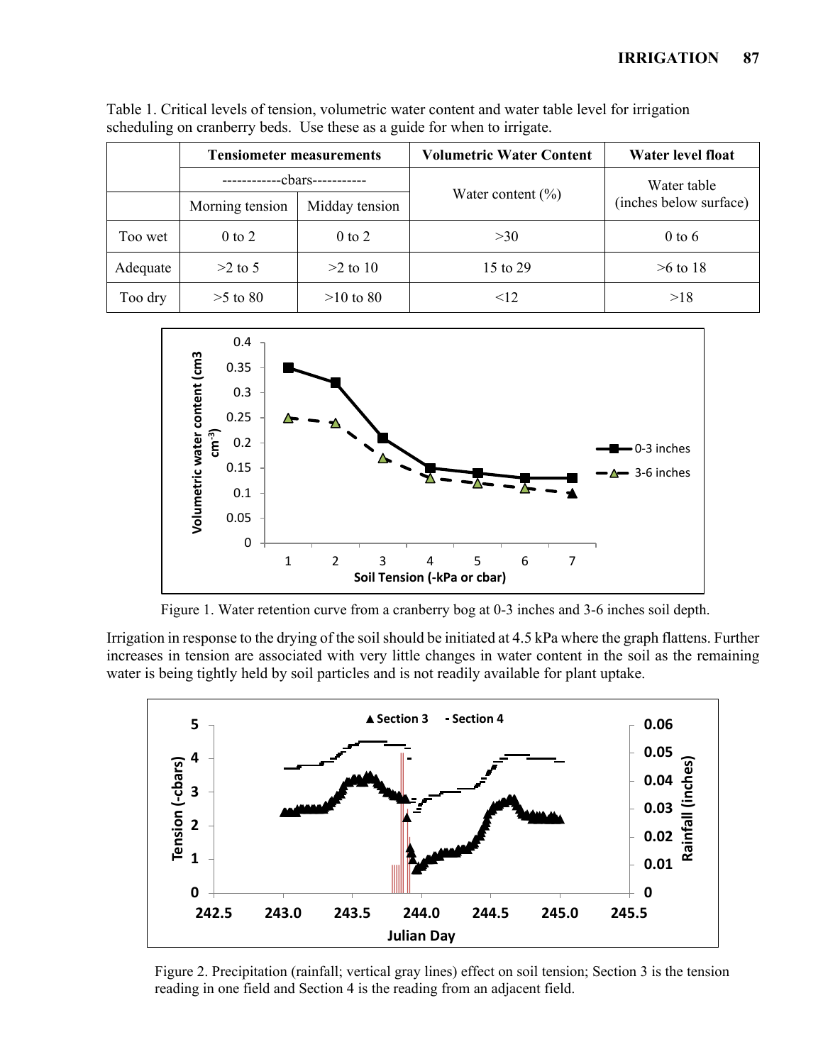Table 1. Critical levels of tension, volumetric water content and water table level for irrigation scheduling on cranberry beds. Use these as a guide for when to irrigate.

| | Tensiometer measurements | | Volumetric Water Content | Water level float |
|---|---|---|---|---|
| | ------------cbars----------- | | Water content (%) | Water table (inches below surface) |
| | Morning tension | Midday tension | | |
| Too wet | 0 to 2 | 0 to 2 | >30 | 0 to 6 |
| Adequate | >2 to 5 | >2 to 10 | 15 to 29 | >6 to 18 |
| Too dry | >5 to 80 | >10 to 80 | <12 | >18 |

Figure 1. Water retention curve from a cranberry bog at 0-3 inches and 3-6 inches soil depth.

Irrigation in response to the drying of the soil should be initiated at 4.5 kPa where the graph flattens. Further increases in tension are associated with very little changes in water content in the soil as the remaining water is being tightly held by soil particles and is not readily available for plant uptake.

Figure 2. Precipitation (rainfall; vertical gray lines) effect on soil tension; Section 3 is the tension reading in one field and Section 4 is the reading from an adjacent field.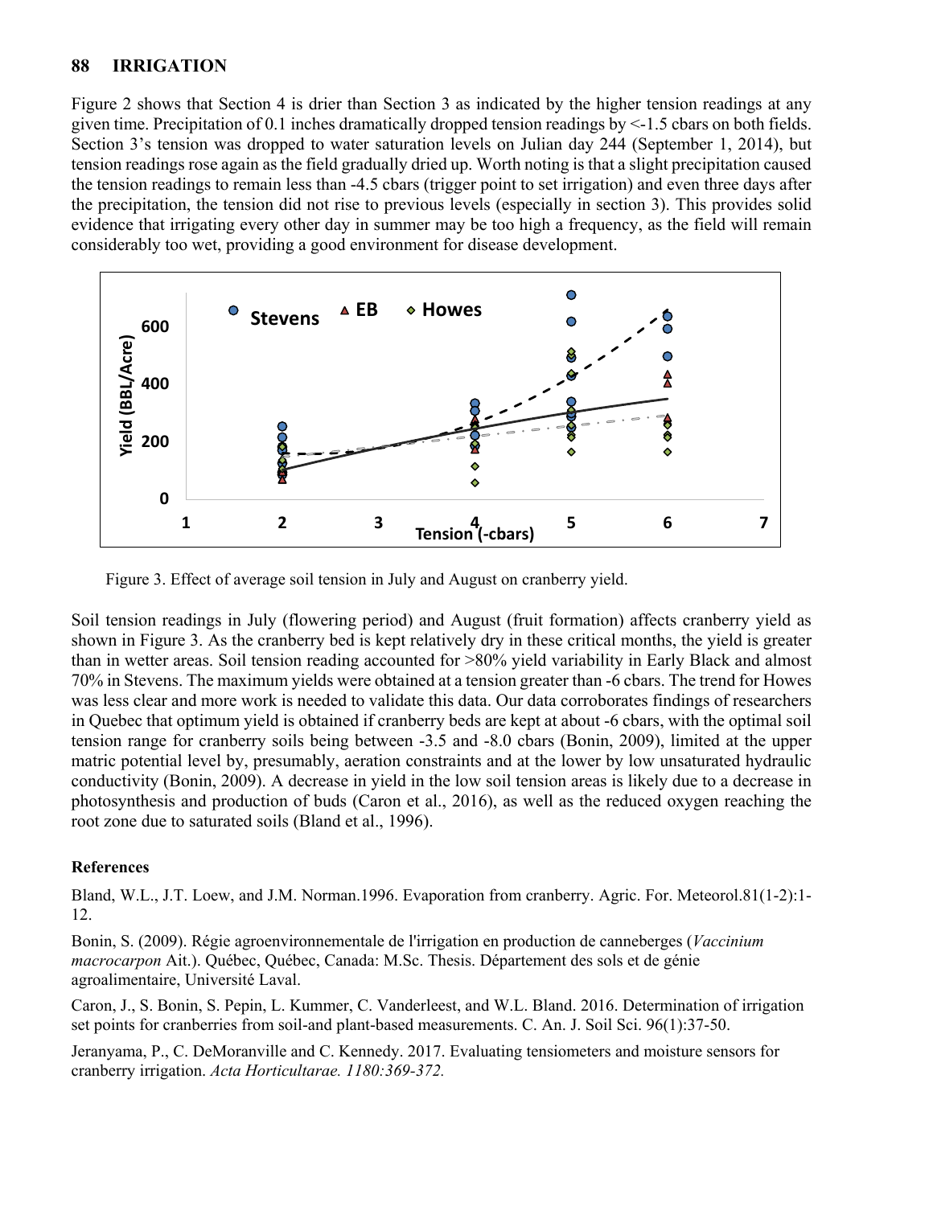Figure 2 shows that Section 4 is drier than Section 3 as indicated by the higher tension readings at any given time. Precipitation of 0.1 inches dramatically dropped tension readings by <-1.5 cbars on both fields. Section 3's tension was dropped to water saturation levels on Julian day 244 (September 1, 2014), but tension readings rose again as the field gradually dried up. Worth noting is that a slight precipitation caused the tension readings to remain less than -4.5 cbars (trigger point to set irrigation) and even three days after the precipitation, the tension did not rise to previous levels (especially in section 3). This provides solid evidence that irrigating every other day in summer may be too high a frequency, as the field will remain considerably too wet, providing a good environment for disease development.

Stevens
EB
Howes
Yield (BBL/Acre)
0
200
400
600
1
2
3
4
5
6
7
Tension (-cbars)

Figure 3. Effect of average soil tension in July and August on cranberry yield.

Soil tension readings in July (flowering period) and August (fruit formation) affects cranberry yield as shown in Figure 3. As the cranberry bed is kept relatively dry in these critical months, the yield is greater than in wetter areas. Soil tension reading accounted for >80% yield variability in Early Black and almost 70% in Stevens. The maximum yields were obtained at a tension greater than -6 cbars. The trend for Howes was less clear and more work is needed to validate this data. Our data corroborates findings of researchers in Quebec that optimum yield is obtained if cranberry beds are kept at about -6 cbars, with the optimal soil tension range for cranberry soils being between -3.5 and -8.0 cbars (Bonin, 2009), limited at the upper matric potential level by, presumably, aeration constraints and at the lower by low unsaturated hydraulic conductivity (Bonin, 2009). A decrease in yield in the low soil tension areas is likely due to a decrease in photosynthesis and production of buds (Caron et al., 2016), as well as the reduced oxygen reaching the root zone due to saturated soils (Bland et al., 1996).

**References**

Bland, W.L., J.T. Loew, and J.M. Norman.1996. Evaporation from cranberry. Agric. For. Meteorol.81(1-2):1-12.

Bonin, S. (2009). Régie agroenvironnementale de l'irrigation en production de canneberges (*Vaccinium macrocarpon* Ait.). Québec, Québec, Canada: M.Sc. Thesis. Département des sols et de génie agroalimentaire, Université Laval.

Caron, J., S. Bonin, S. Pepin, L. Kummer, C. Vanderleest, and W.L. Bland. 2016. Determination of irrigation set points for cranberries from soil-and plant-based measurements. C. An. J. Soil Sci. 96(1):37-50.

Jeranyama, P., C. DeMoranville and C. Kennedy. 2017. Evaluating tensiometers and moisture sensors for cranberry irrigation. *Acta Horticultarae. 1180:369-372.*